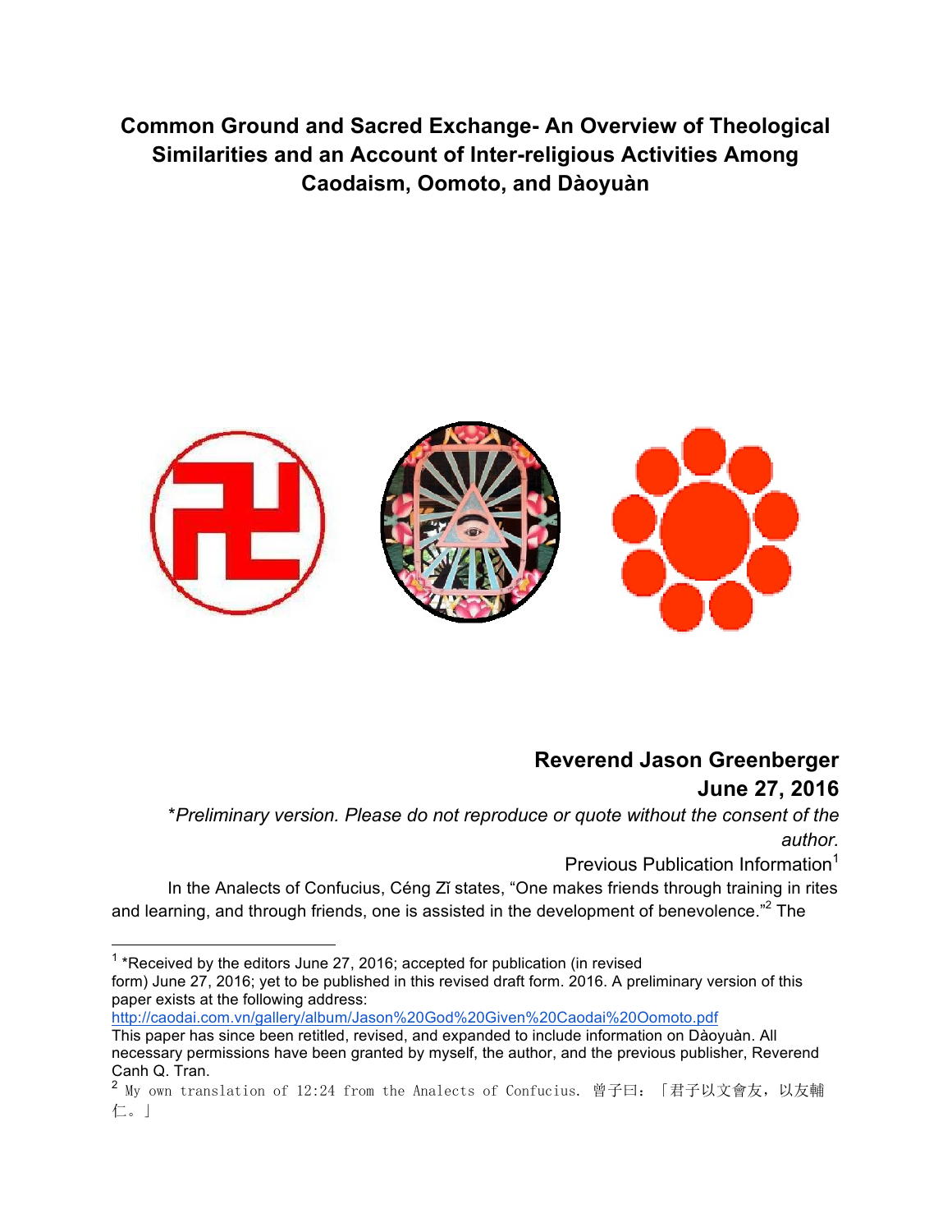# Common Ground and Sacred Exchange- An Overview of Theological Similarities and an Account of Inter-religious Activities Among Caodaism, Oomoto, and Dàoyuàn

**Reverend Jason Greenberger**
**June 27, 2016**

*\*Preliminary version. Please do not reproduce or quote without the consent of the author.*

Previous Publication Information[1]

In the Analects of Confucius, Céng Zǐ states, "One makes friends through training in rites and learning, and through friends, one is assisted in the development of benevolence."[2] The

---

[1] \*Received by the editors June 27, 2016; accepted for publication (in revised form) June 27, 2016; yet to be published in this revised draft form. 2016. A preliminary version of this paper exists at the following address: http://caodai.com.vn/gallery/album/Jason%20God%20Given%20Caodai%20Oomoto.pdf
This paper has since been retitled, revised, and expanded to include information on Dàoyuàn. All necessary permissions have been granted by myself, the author, and the previous publisher, Reverend Canh Q. Tran.

[2] My own translation of 12:24 from the Analects of Confucius. 曾子曰：「君子以文會友，以友輔仁。」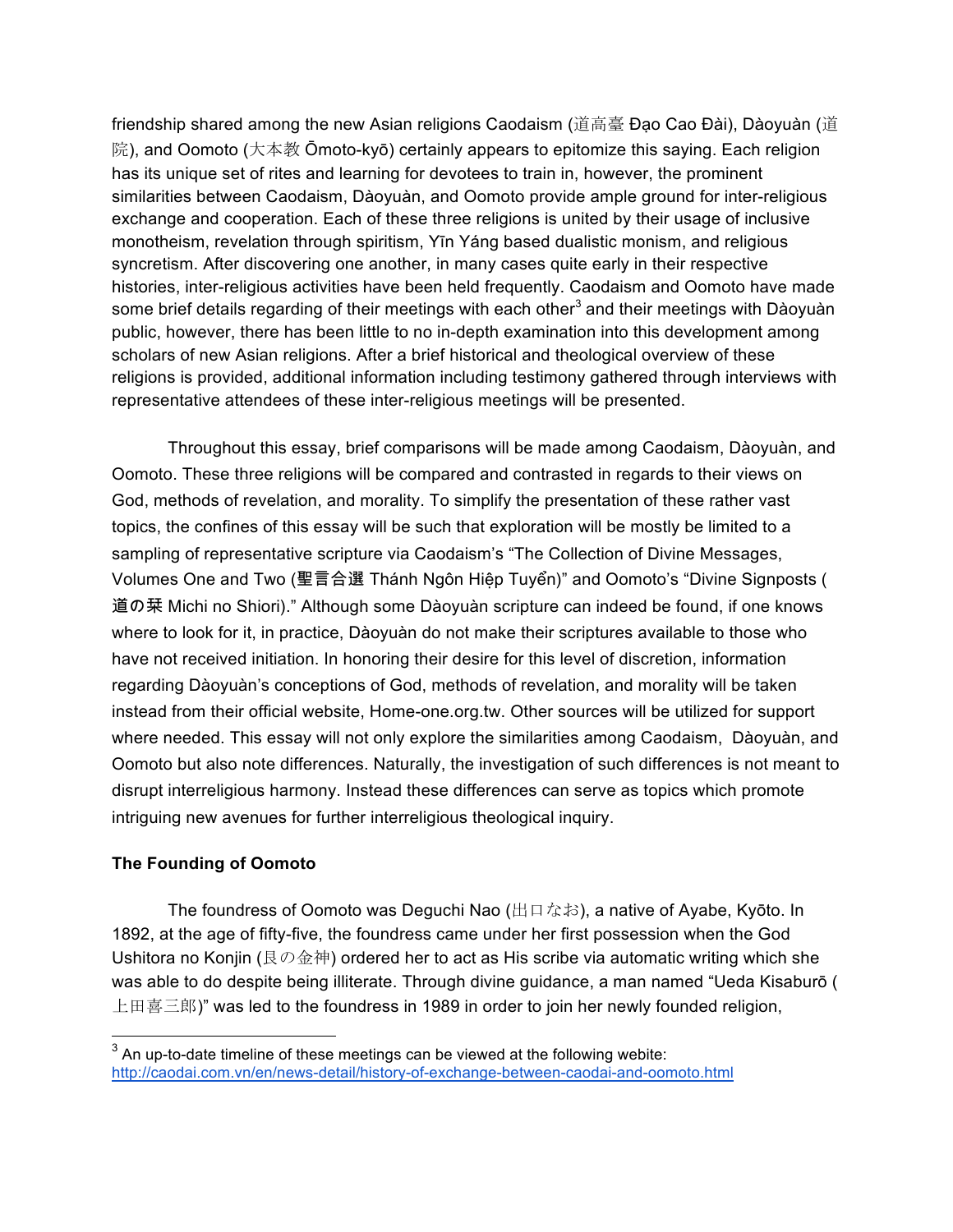friendship shared among the new Asian religions Caodaism (道高臺 Đạo Cao Đài), Dàoyuàn (道院), and Oomoto (大本教 Ōmoto-kyō) certainly appears to epitomize this saying. Each religion has its unique set of rites and learning for devotees to train in, however, the prominent similarities between Caodaism, Dàoyuàn, and Oomoto provide ample ground for inter-religious exchange and cooperation. Each of these three religions is united by their usage of inclusive monotheism, revelation through spiritism, Yīn Yáng based dualistic monism, and religious syncretism. After discovering one another, in many cases quite early in their respective histories, inter-religious activities have been held frequently. Caodaism and Oomoto have made some brief details regarding of their meetings with each other[3] and their meetings with Dàoyuàn public, however, there has been little to no in-depth examination into this development among scholars of new Asian religions. After a brief historical and theological overview of these religions is provided, additional information including testimony gathered through interviews with representative attendees of these inter-religious meetings will be presented.

Throughout this essay, brief comparisons will be made among Caodaism, Dàoyuàn, and Oomoto. These three religions will be compared and contrasted in regards to their views on God, methods of revelation, and morality. To simplify the presentation of these rather vast topics, the confines of this essay will be such that exploration will be mostly be limited to a sampling of representative scripture via Caodaism's "The Collection of Divine Messages, Volumes One and Two (聖言合選 Thánh Ngôn Hiệp Tuyển)" and Oomoto's "Divine Signposts (道の栞 Michi no Shiori)." Although some Dàoyuàn scripture can indeed be found, if one knows where to look for it, in practice, Dàoyuàn do not make their scriptures available to those who have not received initiation. In honoring their desire for this level of discretion, information regarding Dàoyuàn's conceptions of God, methods of revelation, and morality will be taken instead from their official website, Home-one.org.tw. Other sources will be utilized for support where needed. This essay will not only explore the similarities among Caodaism, Dàoyuàn, and Oomoto but also note differences. Naturally, the investigation of such differences is not meant to disrupt interreligious harmony. Instead these differences can serve as topics which promote intriguing new avenues for further interreligious theological inquiry.

**The Founding of Oomoto**

The foundress of Oomoto was Deguchi Nao (出口なお), a native of Ayabe, Kyōto. In 1892, at the age of fifty-five, the foundress came under her first possession when the God Ushitora no Konjin (艮の金神) ordered her to act as His scribe via automatic writing which she was able to do despite being illiterate. Through divine guidance, a man named "Ueda Kisaburō (上田喜三郎)" was led to the foundress in 1989 in order to join her newly founded religion,

[3] An up-to-date timeline of these meetings can be viewed at the following webite: http://caodai.com.vn/en/news-detail/history-of-exchange-between-caodai-and-oomoto.html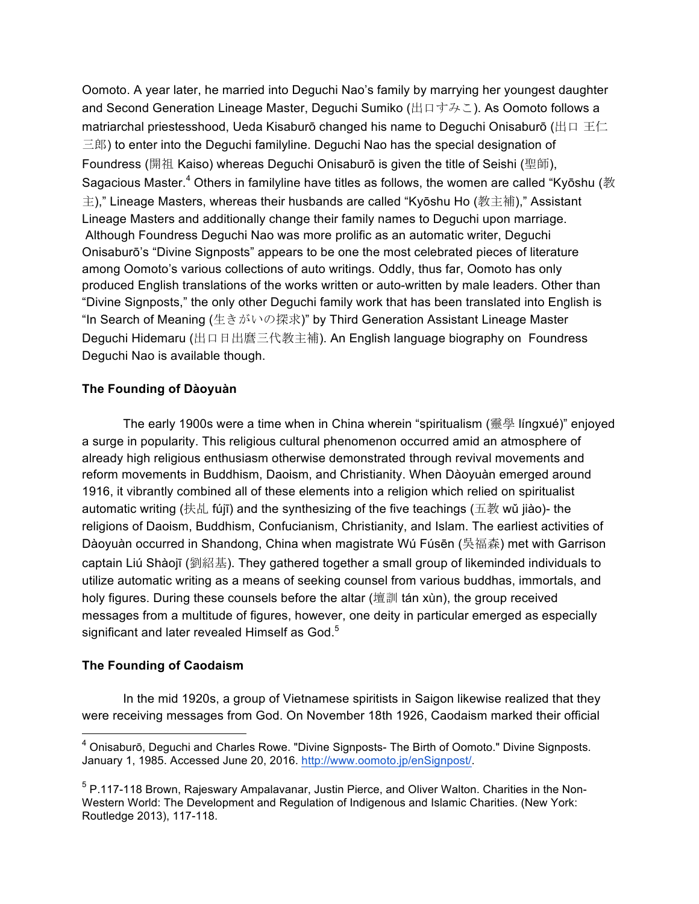Oomoto. A year later, he married into Deguchi Nao's family by marrying her youngest daughter and Second Generation Lineage Master, Deguchi Sumiko (出口すみこ). As Oomoto follows a matriarchal priestesshood, Ueda Kisaburō changed his name to Deguchi Onisaburō (出口 王仁三郎) to enter into the Deguchi familyline. Deguchi Nao has the special designation of Foundress (開祖 Kaiso) whereas Deguchi Onisaburō is given the title of Seishi (聖師), Sagacious Master.[4] Others in familyline have titles as follows, the women are called "Kyōshu (教主)," Lineage Masters, whereas their husbands are called "Kyōshu Ho (教主補)," Assistant Lineage Masters and additionally change their family names to Deguchi upon marriage. Although Foundress Deguchi Nao was more prolific as an automatic writer, Deguchi Onisaburō's "Divine Signposts" appears to be one the most celebrated pieces of literature among Oomoto's various collections of auto writings. Oddly, thus far, Oomoto has only produced English translations of the works written or auto-written by male leaders. Other than "Divine Signposts," the only other Deguchi family work that has been translated into English is "In Search of Meaning (生きがいの探求)" by Third Generation Assistant Lineage Master Deguchi Hidemaru (出口日出麿三代教主補). An English language biography on Foundress Deguchi Nao is available though.

**The Founding of Dàoyuàn**

The early 1900s were a time when in China wherein "spiritualism (靈學 língxué)" enjoyed a surge in popularity. This religious cultural phenomenon occurred amid an atmosphere of already high religious enthusiasm otherwise demonstrated through revival movements and reform movements in Buddhism, Daoism, and Christianity. When Dàoyuàn emerged around 1916, it vibrantly combined all of these elements into a religion which relied on spiritualist automatic writing (扶乩 fújī) and the synthesizing of the five teachings (五教 wǔ jiào)- the religions of Daoism, Buddhism, Confucianism, Christianity, and Islam. The earliest activities of Dàoyuàn occurred in Shandong, China when magistrate Wú Fúsēn (吳福森) met with Garrison captain Liú Shàojī (劉紹基). They gathered together a small group of likeminded individuals to utilize automatic writing as a means of seeking counsel from various buddhas, immortals, and holy figures. During these counsels before the altar (壇訓 tán xùn), the group received messages from a multitude of figures, however, one deity in particular emerged as especially significant and later revealed Himself as God.[5]

**The Founding of Caodaism**

In the mid 1920s, a group of Vietnamese spiritists in Saigon likewise realized that they were receiving messages from God. On November 18th 1926, Caodaism marked their official

---

[4] Onisaburō, Deguchi and Charles Rowe. "Divine Signposts- The Birth of Oomoto." Divine Signposts. January 1, 1985. Accessed June 20, 2016. http://www.oomoto.jp/enSignpost/.

[5] P.117-118 Brown, Rajeswary Ampalavanar, Justin Pierce, and Oliver Walton. Charities in the Non-Western World: The Development and Regulation of Indigenous and Islamic Charities. (New York: Routledge 2013), 117-118.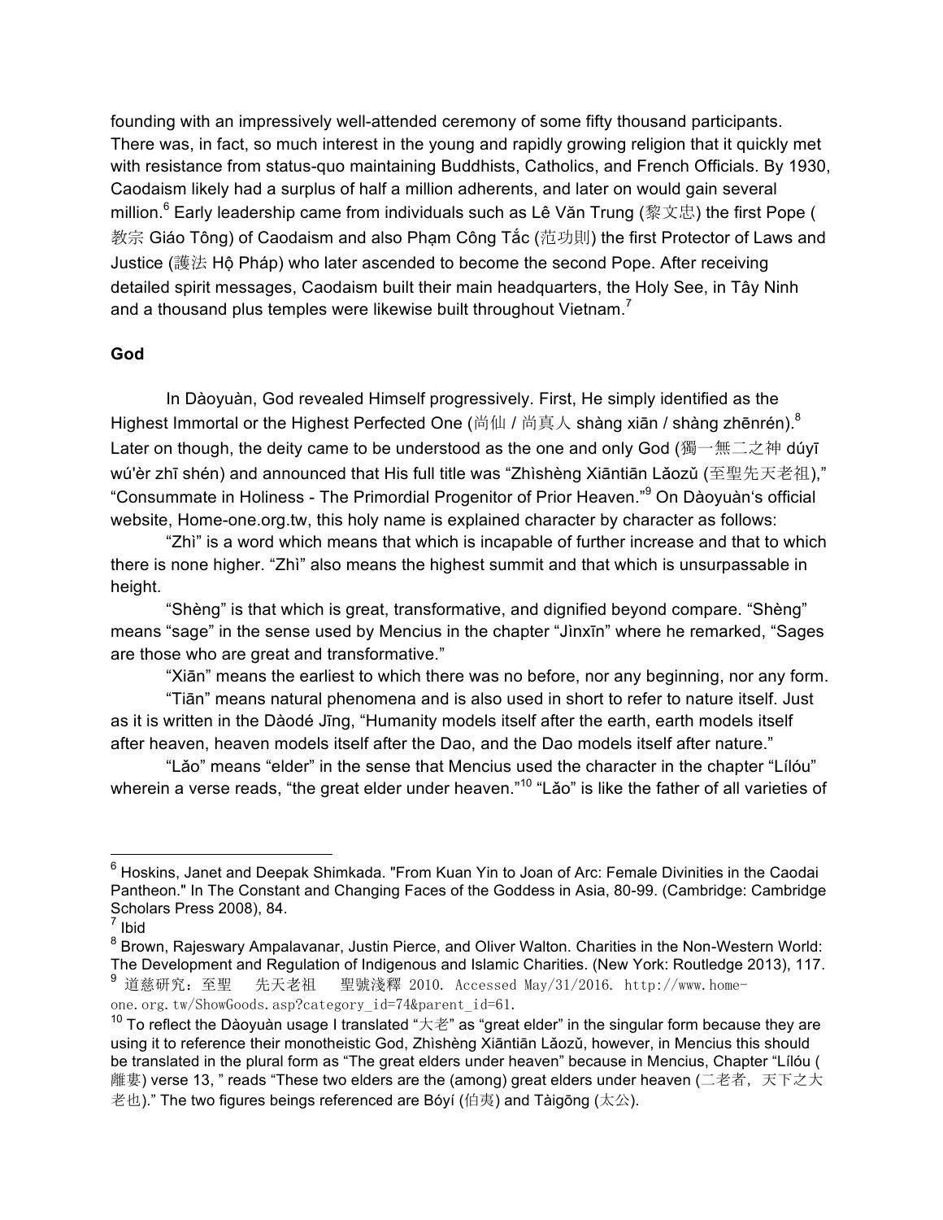founding with an impressively well-attended ceremony of some fifty thousand participants. There was, in fact, so much interest in the young and rapidly growing religion that it quickly met with resistance from status-quo maintaining Buddhists, Catholics, and French Officials. By 1930, Caodaism likely had a surplus of half a million adherents, and later on would gain several million.[6] Early leadership came from individuals such as Lê Văn Trung (黎文忠) the first Pope (教宗 Giáo Tông) of Caodaism and also Phạm Công Tắc (范功則) the first Protector of Laws and Justice (護法 Hộ Pháp) who later ascended to become the second Pope. After receiving detailed spirit messages, Caodaism built their main headquarters, the Holy See, in Tây Ninh and a thousand plus temples were likewise built throughout Vietnam.[7]

**God**

In Dàoyuàn, God revealed Himself progressively. First, He simply identified as the Highest Immortal or the Highest Perfected One (尚仙 / 尚真人 shàng xiān / shàng zhēnrén).[8] Later on though, the deity came to be understood as the one and only God (獨一無二之神 dúyī wú'èr zhī shén) and announced that His full title was "Zhìshèng Xiāntiān Lǎozǔ (至聖先天老祖)," "Consummate in Holiness - The Primordial Progenitor of Prior Heaven."[9] On Dàoyuàn's official website, Home-one.org.tw, this holy name is explained character by character as follows:

"Zhì" is a word which means that which is incapable of further increase and that to which there is none higher. "Zhì" also means the highest summit and that which is unsurpassable in height.

"Shèng" is that which is great, transformative, and dignified beyond compare. "Shèng" means "sage" in the sense used by Mencius in the chapter "Jìnxīn" where he remarked, "Sages are those who are great and transformative."

"Xiān" means the earliest to which there was no before, nor any beginning, nor any form.

"Tiān" means natural phenomena and is also used in short to refer to nature itself. Just as it is written in the Dàodé Jīng, "Humanity models itself after the earth, earth models itself after heaven, heaven models itself after the Dao, and the Dao models itself after nature."

"Lǎo" means "elder" in the sense that Mencius used the character in the chapter "Lílóu" wherein a verse reads, "the great elder under heaven."[10] "Lǎo" is like the father of all varieties of

---

[6] Hoskins, Janet and Deepak Shimkada. "From Kuan Yin to Joan of Arc: Female Divinities in the Caodai Pantheon." In The Constant and Changing Faces of the Goddess in Asia, 80-99. (Cambridge: Cambridge Scholars Press 2008), 84.

[7] Ibid

[8] Brown, Rajeswary Ampalavanar, Justin Pierce, and Oliver Walton. Charities in the Non-Western World: The Development and Regulation of Indigenous and Islamic Charities. (New York: Routledge 2013), 117.

[9] 道慈研究：至聖　先天老祖　聖號淺釋 2010. Accessed May/31/2016. http://www.home-one.org.tw/ShowGoods.asp?category_id=74&parent_id=61.

[10] To reflect the Dàoyuàn usage I translated "大老" as "great elder" in the singular form because they are using it to reference their monotheistic God, Zhìshèng Xiāntiān Lǎozǔ, however, in Mencius this should be translated in the plural form as "The great elders under heaven" because in Mencius, Chapter "Lílóu (離婁) verse 13, " reads "These two elders are the (among) great elders under heaven (二老者，天下之大老也)." The two figures beings referenced are Bóyí (伯夷) and Tàigōng (太公).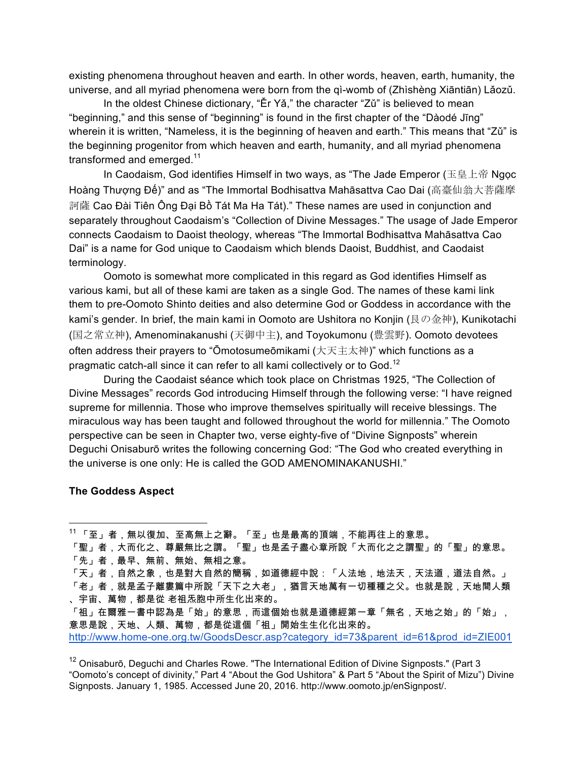existing phenomena throughout heaven and earth. In other words, heaven, earth, humanity, the universe, and all myriad phenomena were born from the qì-womb of (Zhìshèng Xiāntiān) Lǎozǔ.

In the oldest Chinese dictionary, "Ěr Yǎ," the character "Zǔ" is believed to mean "beginning," and this sense of "beginning" is found in the first chapter of the "Dàodé Jīng" wherein it is written, "Nameless, it is the beginning of heaven and earth." This means that "Zǔ" is the beginning progenitor from which heaven and earth, humanity, and all myriad phenomena transformed and emerged.[11]

In Caodaism, God identifies Himself in two ways, as "The Jade Emperor (玉皇上帝 Ngọc Hoàng Thượng Đế)" and as "The Immortal Bodhisattva Mahāsattva Cao Dai (高臺仙翁大菩薩摩訶薩 Cao Đài Tiên Ông Đại Bồ Tát Ma Ha Tát)." These names are used in conjunction and separately throughout Caodaism's "Collection of Divine Messages." The usage of Jade Emperor connects Caodaism to Daoist theology, whereas "The Immortal Bodhisattva Mahāsattva Cao Dai" is a name for God unique to Caodaism which blends Daoist, Buddhist, and Caodaist terminology.

Oomoto is somewhat more complicated in this regard as God identifies Himself as various kami, but all of these kami are taken as a single God. The names of these kami link them to pre-Oomoto Shinto deities and also determine God or Goddess in accordance with the kami's gender. In brief, the main kami in Oomoto are Ushitora no Konjin (艮の金神), Kunikotachi (国之常立神), Amenominakanushi (天御中主), and Toyokumonu (豊雲野). Oomoto devotees often address their prayers to "Ōmotosumeōmikami (大天主太神)" which functions as a pragmatic catch-all since it can refer to all kami collectively or to God.[12]

During the Caodaist séance which took place on Christmas 1925, "The Collection of Divine Messages" records God introducing Himself through the following verse: "I have reigned supreme for millennia. Those who improve themselves spiritually will receive blessings. The miraculous way has been taught and followed throughout the world for millennia." The Oomoto perspective can be seen in Chapter two, verse eighty-five of "Divine Signposts" wherein Deguchi Onisaburō writes the following concerning God: "The God who created everything in the universe is one only: He is called the GOD AMENOMINAKANUSHI."

### The Goddess Aspect

---

[11] 「至」者，無以復加、至高無上之辭。「至」也是最高的頂端，不能再往上的意思。
「聖」者，大而化之、尊嚴無比之謂。「聖」也是孟子盡心章所說「大而化之之謂聖」的「聖」的意思。
「先」者，最早、無前、無始、無相之意。
「天」者，自然之象，也是對大自然的簡稱，如道德經中說：「人法地，地法天，天法道，道法自然。」
「老」者，就是孟子離婁篇中所說「天下之大老」，猶言天地萬有一切種種之父。也就是說，天地間人類、宇宙、萬物，都是從 老祖炁胞中所生化出來的。
「祖」在爾雅一書中認為是「始」的意思，而這個始也就是道德經第一章「無名，天地之始」的「始」，意思是說，天地、人類、萬物，都是從這個「祖」開始生生化化出來的。
http://www.home-one.org.tw/GoodsDescr.asp?category_id=73&parent_id=61&prod_id=ZIE001

[12] Onisaburō, Deguchi and Charles Rowe. "The International Edition of Divine Signposts." (Part 3 "Oomoto's concept of divinity," Part 4 "About the God Ushitora" & Part 5 "About the Spirit of Mizu") Divine Signposts. January 1, 1985. Accessed June 20, 2016. http://www.oomoto.jp/enSignpost/.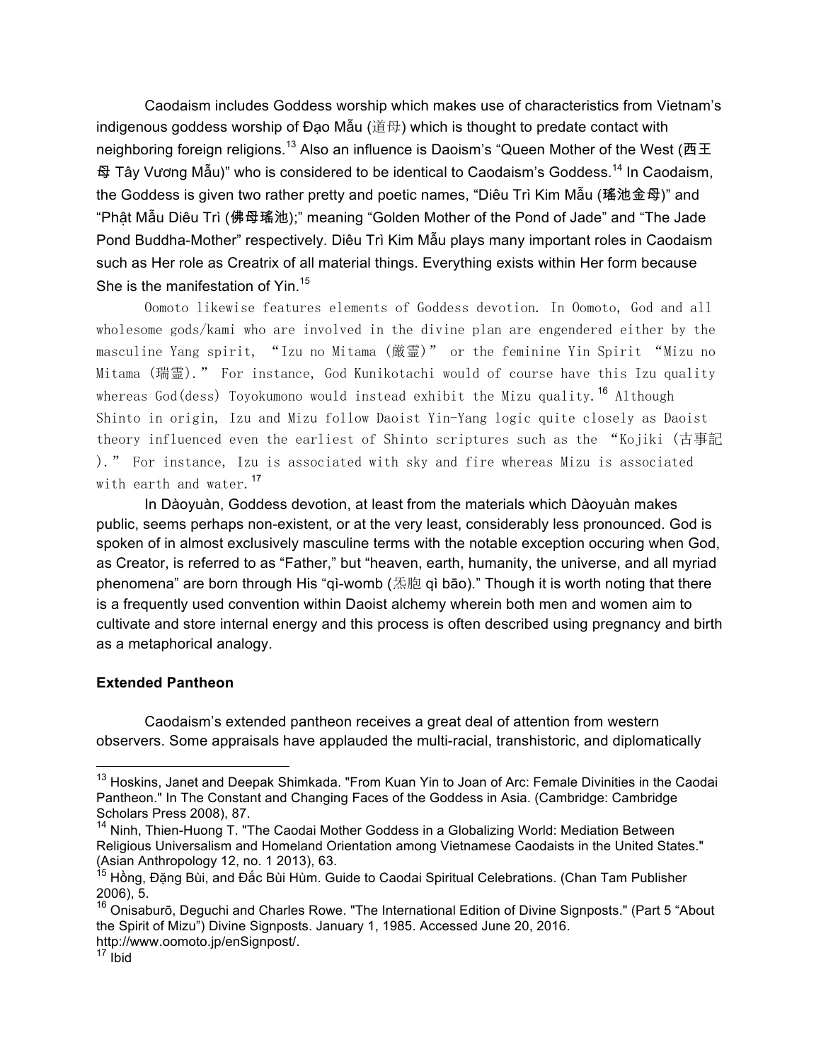Caodaism includes Goddess worship which makes use of characteristics from Vietnam's indigenous goddess worship of Đạo Mẫu (道母) which is thought to predate contact with neighboring foreign religions.[13] Also an influence is Daoism's "Queen Mother of the West (西王母 Tây Vương Mẫu)" who is considered to be identical to Caodaism's Goddess.[14] In Caodaism, the Goddess is given two rather pretty and poetic names, "Diêu Trì Kim Mẫu (瑤池金母)" and "Phật Mẫu Diêu Trì (佛母瑤池);" meaning "Golden Mother of the Pond of Jade" and "The Jade Pond Buddha-Mother" respectively. Diêu Trì Kim Mẫu plays many important roles in Caodaism such as Her role as Creatrix of all material things. Everything exists within Her form because She is the manifestation of Yin.[15]

Oomoto likewise features elements of Goddess devotion. In Oomoto, God and all wholesome gods/kami who are involved in the divine plan are engendered either by the masculine Yang spirit, "Izu no Mitama (厳霊)" or the feminine Yin Spirit "Mizu no Mitama (瑞霊)." For instance, God Kunikotachi would of course have this Izu quality whereas God(dess) Toyokumono would instead exhibit the Mizu quality.[16] Although Shinto in origin, Izu and Mizu follow Daoist Yin-Yang logic quite closely as Daoist theory influenced even the earliest of Shinto scriptures such as the "Kojiki (古事記)." For instance, Izu is associated with sky and fire whereas Mizu is associated with earth and water.[17]

In Dàoyuàn, Goddess devotion, at least from the materials which Dàoyuàn makes public, seems perhaps non-existent, or at the very least, considerably less pronounced. God is spoken of in almost exclusively masculine terms with the notable exception occuring when God, as Creator, is referred to as "Father," but "heaven, earth, humanity, the universe, and all myriad phenomena" are born through His "qì-womb (炁胞 qì bāo)." Though it is worth noting that there is a frequently used convention within Daoist alchemy wherein both men and women aim to cultivate and store internal energy and this process is often described using pregnancy and birth as a metaphorical analogy.

**Extended Pantheon**

Caodaism's extended pantheon receives a great deal of attention from western observers. Some appraisals have applauded the multi-racial, transhistoric, and diplomatically

---

[13] Hoskins, Janet and Deepak Shimkada. "From Kuan Yin to Joan of Arc: Female Divinities in the Caodai Pantheon." In The Constant and Changing Faces of the Goddess in Asia. (Cambridge: Cambridge Scholars Press 2008), 87.

[14] Ninh, Thien-Huong T. "The Caodai Mother Goddess in a Globalizing World: Mediation Between Religious Universalism and Homeland Orientation among Vietnamese Caodaists in the United States." (Asian Anthropology 12, no. 1 2013), 63.

[15] Hồng, Đặng Bùi, and Đắc Bùi Hùm. Guide to Caodai Spiritual Celebrations. (Chan Tam Publisher 2006), 5.

[16] Onisaburō, Deguchi and Charles Rowe. "The International Edition of Divine Signposts." (Part 5 "About the Spirit of Mizu") Divine Signposts. January 1, 1985. Accessed June 20, 2016. http://www.oomoto.jp/enSignpost/.

[17] Ibid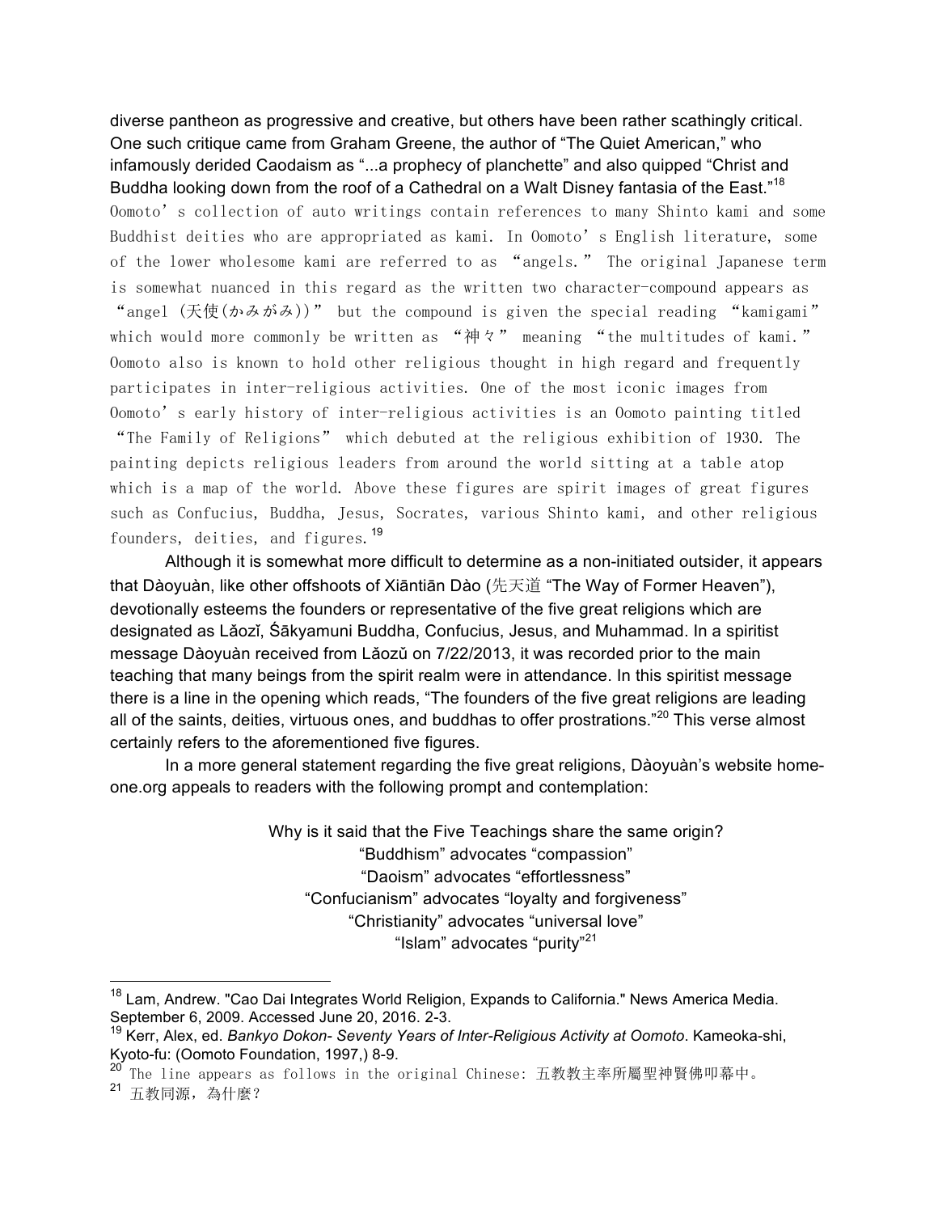diverse pantheon as progressive and creative, but others have been rather scathingly critical. One such critique came from Graham Greene, the author of "The Quiet American," who infamously derided Caodaism as "...a prophecy of planchette" and also quipped "Christ and Buddha looking down from the roof of a Cathedral on a Walt Disney fantasia of the East."[18] Oomoto's collection of auto writings contain references to many Shinto kami and some Buddhist deities who are appropriated as kami. In Oomoto's English literature, some of the lower wholesome kami are referred to as "angels." The original Japanese term is somewhat nuanced in this regard as the written two character-compound appears as "angel (天使(かみがみ))" but the compound is given the special reading "kamigami" which would more commonly be written as "神々" meaning "the multitudes of kami." Oomoto also is known to hold other religious thought in high regard and frequently participates in inter-religious activities. One of the most iconic images from Oomoto's early history of inter-religious activities is an Oomoto painting titled "The Family of Religions" which debuted at the religious exhibition of 1930. The painting depicts religious leaders from around the world sitting at a table atop which is a map of the world. Above these figures are spirit images of great figures such as Confucius, Buddha, Jesus, Socrates, various Shinto kami, and other religious founders, deities, and figures.[19]

Although it is somewhat more difficult to determine as a non-initiated outsider, it appears that Dàoyuàn, like other offshoots of Xiāntiān Dào (先天道 "The Way of Former Heaven"), devotionally esteems the founders or representative of the five great religions which are designated as Lǎozǐ, Śākyamuni Buddha, Confucius, Jesus, and Muhammad. In a spiritist message Dàoyuàn received from Lǎozǔ on 7/22/2013, it was recorded prior to the main teaching that many beings from the spirit realm were in attendance. In this spiritist message there is a line in the opening which reads, "The founders of the five great religions are leading all of the saints, deities, virtuous ones, and buddhas to offer prostrations."[20] This verse almost certainly refers to the aforementioned five figures.

In a more general statement regarding the five great religions, Dàoyuàn's website home-one.org appeals to readers with the following prompt and contemplation:

> Why is it said that the Five Teachings share the same origin?
> "Buddhism" advocates "compassion"
> "Daoism" advocates "effortlessness"
> "Confucianism" advocates "loyalty and forgiveness"
> "Christianity" advocates "universal love"
> "Islam" advocates "purity"[21]

---

[18] Lam, Andrew. "Cao Dai Integrates World Religion, Expands to California." News America Media. September 6, 2009. Accessed June 20, 2016. 2-3.

[19] Kerr, Alex, ed. *Bankyo Dokon- Seventy Years of Inter-Religious Activity at Oomoto*. Kameoka-shi, Kyoto-fu: (Oomoto Foundation, 1997,) 8-9.

[20] The line appears as follows in the original Chinese: 五教教主率所屬聖神賢佛叩幕中。

[21] 五教同源，為什麼？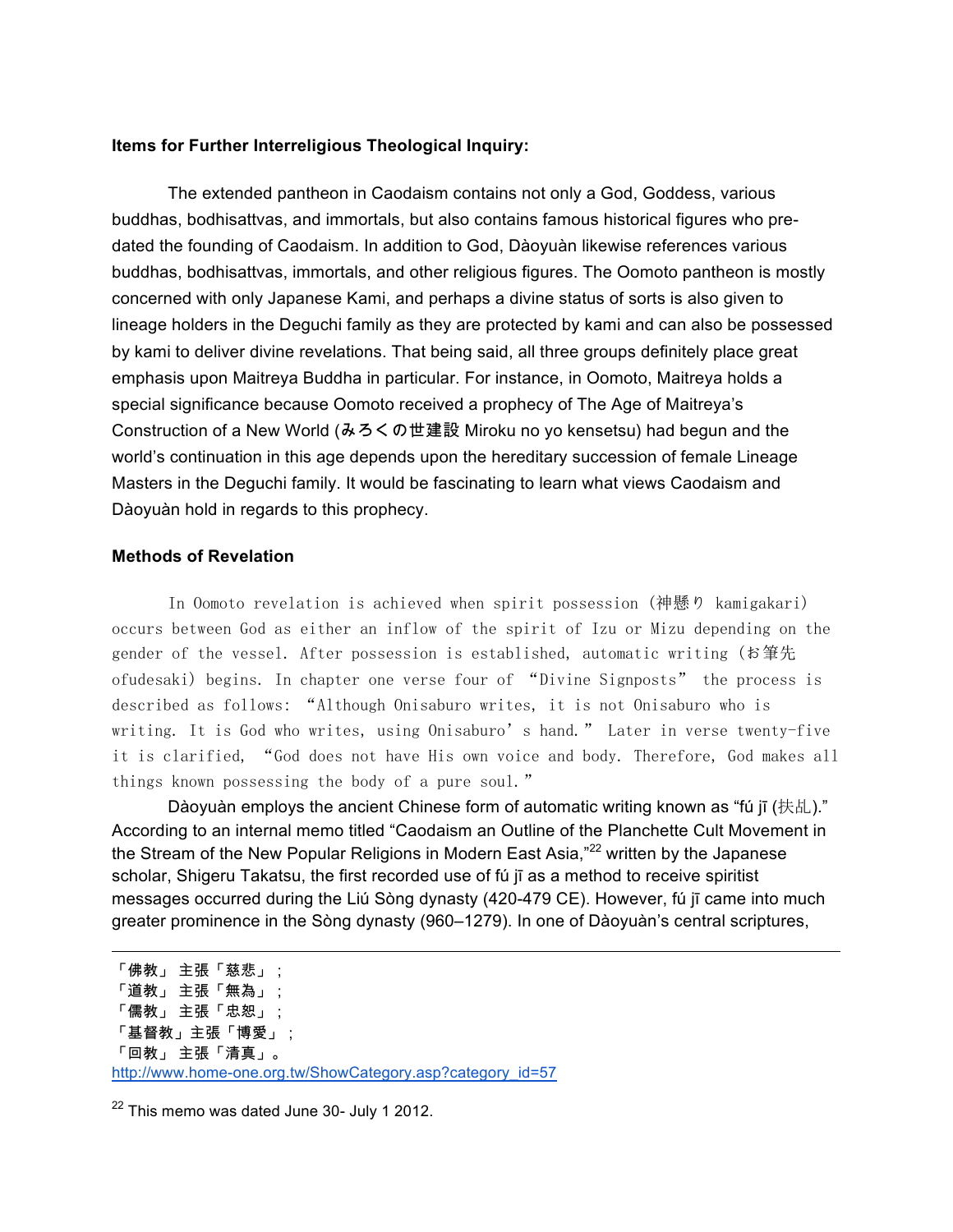**Items for Further Interreligious Theological Inquiry:**

The extended pantheon in Caodaism contains not only a God, Goddess, various buddhas, bodhisattvas, and immortals, but also contains famous historical figures who pre-dated the founding of Caodaism. In addition to God, Dàoyuàn likewise references various buddhas, bodhisattvas, immortals, and other religious figures. The Oomoto pantheon is mostly concerned with only Japanese Kami, and perhaps a divine status of sorts is also given to lineage holders in the Deguchi family as they are protected by kami and can also be possessed by kami to deliver divine revelations. That being said, all three groups definitely place great emphasis upon Maitreya Buddha in particular. For instance, in Oomoto, Maitreya holds a special significance because Oomoto received a prophecy of The Age of Maitreya's Construction of a New World (みろくの世建設 Miroku no yo kensetsu) had begun and the world's continuation in this age depends upon the hereditary succession of female Lineage Masters in the Deguchi family. It would be fascinating to learn what views Caodaism and Dàoyuàn hold in regards to this prophecy.

**Methods of Revelation**

In Oomoto revelation is achieved when spirit possession (神懸り kamigakari) occurs between God as either an inflow of the spirit of Izu or Mizu depending on the gender of the vessel. After possession is established, automatic writing (お筆先 ofudesaki) begins. In chapter one verse four of "Divine Signposts" the process is described as follows: "Although Onisaburo writes, it is not Onisaburo who is writing. It is God who writes, using Onisaburo's hand." Later in verse twenty-five it is clarified, "God does not have His own voice and body. Therefore, God makes all things known possessing the body of a pure soul."

Dàoyuàn employs the ancient Chinese form of automatic writing known as "fú jī (扶乩)." According to an internal memo titled "Caodaism an Outline of the Planchette Cult Movement in the Stream of the New Popular Religions in Modern East Asia,"[22] written by the Japanese scholar, Shigeru Takatsu, the first recorded use of fú jī as a method to receive spiritist messages occurred during the Liú Sòng dynasty (420-479 CE). However, fú jī came into much greater prominence in the Sòng dynasty (960–1279). In one of Dàoyuàn's central scriptures,

---

「佛教」 主張「慈悲」；
「道教」 主張「無為」；
「儒教」 主張「忠恕」；
「基督教」主張「博愛」；
「回教」 主張「清真」。
http://www.home-one.org.tw/ShowCategory.asp?category_id=57

[22] This memo was dated June 30- July 1 2012.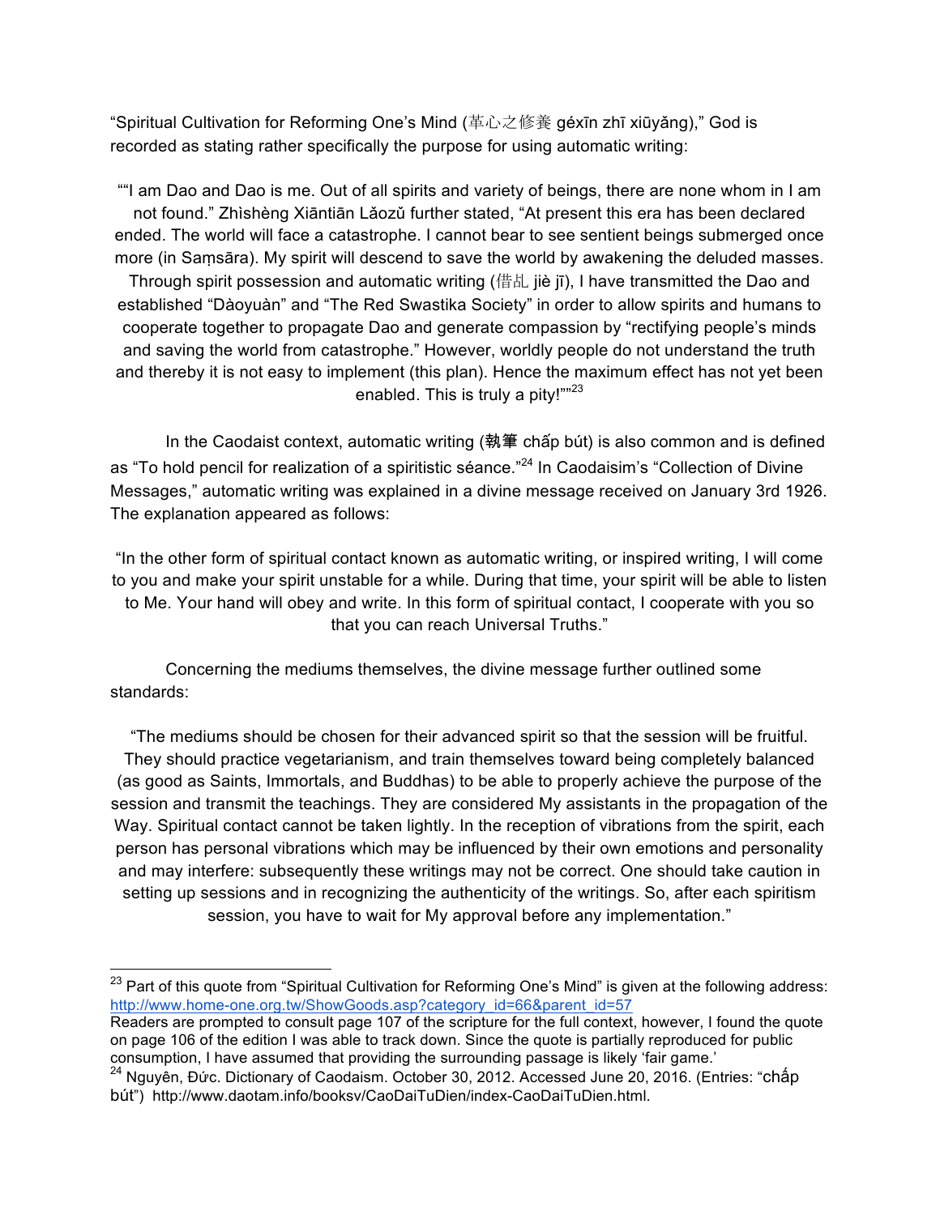"Spiritual Cultivation for Reforming One's Mind (革心之修養 géxīn zhī xiūyǎng)," God is recorded as stating rather specifically the purpose for using automatic writing:

> ""I am Dao and Dao is me. Out of all spirits and variety of beings, there are none whom in I am not found." Zhìshèng Xiāntiān Lǎozǔ further stated, "At present this era has been declared ended. The world will face a catastrophe. I cannot bear to see sentient beings submerged once more (in Saṃsāra). My spirit will descend to save the world by awakening the deluded masses. Through spirit possession and automatic writing (借乩 jiè jī), I have transmitted the Dao and established "Dàoyuàn" and "The Red Swastika Society" in order to allow spirits and humans to cooperate together to propagate Dao and generate compassion by "rectifying people's minds and saving the world from catastrophe." However, worldly people do not understand the truth and thereby it is not easy to implement (this plan). Hence the maximum effect has not yet been enabled. This is truly a pity!""[23]

In the Caodaist context, automatic writing (執筆 chấp bút) is also common and is defined as "To hold pencil for realization of a spiritistic séance."[24] In Caodaisim's "Collection of Divine Messages," automatic writing was explained in a divine message received on January 3rd 1926. The explanation appeared as follows:

> "In the other form of spiritual contact known as automatic writing, or inspired writing, I will come to you and make your spirit unstable for a while. During that time, your spirit will be able to listen to Me. Your hand will obey and write. In this form of spiritual contact, I cooperate with you so that you can reach Universal Truths."

Concerning the mediums themselves, the divine message further outlined some standards:

> "The mediums should be chosen for their advanced spirit so that the session will be fruitful. They should practice vegetarianism, and train themselves toward being completely balanced (as good as Saints, Immortals, and Buddhas) to be able to properly achieve the purpose of the session and transmit the teachings. They are considered My assistants in the propagation of the Way. Spiritual contact cannot be taken lightly. In the reception of vibrations from the spirit, each person has personal vibrations which may be influenced by their own emotions and personality and may interfere: subsequently these writings may not be correct. One should take caution in setting up sessions and in recognizing the authenticity of the writings. So, after each spiritism session, you have to wait for My approval before any implementation."

---

[23] Part of this quote from "Spiritual Cultivation for Reforming One's Mind" is given at the following address: http://www.home-one.org.tw/ShowGoods.asp?category_id=66&parent_id=57
Readers are prompted to consult page 107 of the scripture for the full context, however, I found the quote on page 106 of the edition I was able to track down. Since the quote is partially reproduced for public consumption, I have assumed that providing the surrounding passage is likely 'fair game.'

[24] Nguyên, Đức. Dictionary of Caodaism. October 30, 2012. Accessed June 20, 2016. (Entries: "chấp bút") http://www.daotam.info/booksv/CaoDaiTuDien/index-CaoDaiTuDien.html.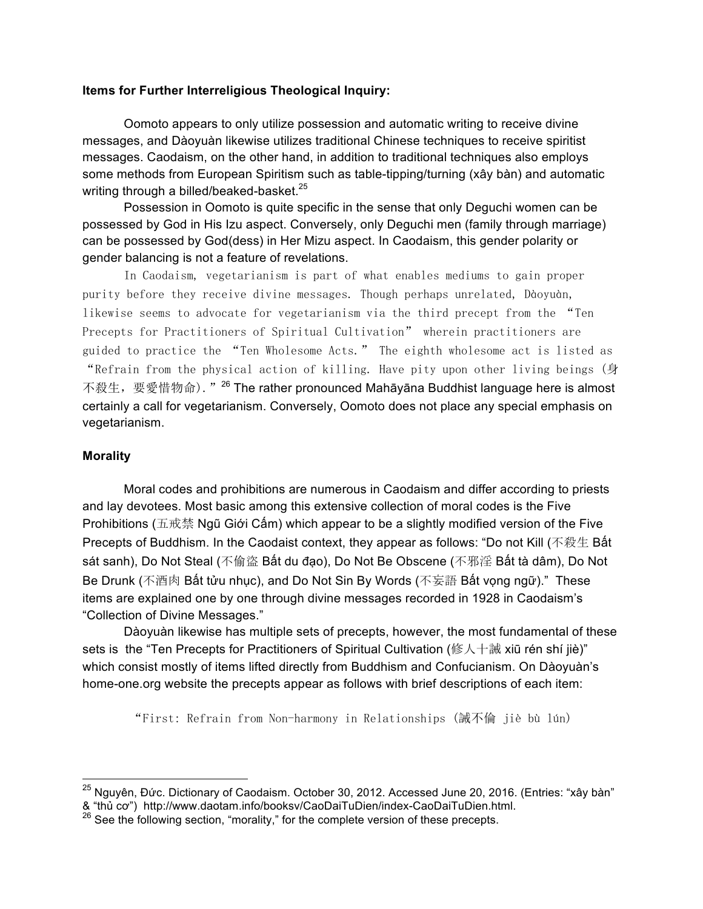**Items for Further Interreligious Theological Inquiry:**

Oomoto appears to only utilize possession and automatic writing to receive divine messages, and Dàoyuàn likewise utilizes traditional Chinese techniques to receive spiritist messages. Caodaism, on the other hand, in addition to traditional techniques also employs some methods from European Spiritism such as table-tipping/turning (xây bàn) and automatic writing through a billed/beaked-basket.[25]

Possession in Oomoto is quite specific in the sense that only Deguchi women can be possessed by God in His Izu aspect. Conversely, only Deguchi men (family through marriage) can be possessed by God(dess) in Her Mizu aspect. In Caodaism, this gender polarity or gender balancing is not a feature of revelations.

In Caodaism, vegetarianism is part of what enables mediums to gain proper purity before they receive divine messages. Though perhaps unrelated, Dàoyuàn, likewise seems to advocate for vegetarianism via the third precept from the "Ten Precepts for Practitioners of Spiritual Cultivation" wherein practitioners are guided to practice the "Ten Wholesome Acts." The eighth wholesome act is listed as "Refrain from the physical action of killing. Have pity upon other living beings (身不殺生，要愛惜物命)."[26] The rather pronounced Mahāyāna Buddhist language here is almost certainly a call for vegetarianism. Conversely, Oomoto does not place any special emphasis on vegetarianism.

**Morality**

Moral codes and prohibitions are numerous in Caodaism and differ according to priests and lay devotees. Most basic among this extensive collection of moral codes is the Five Prohibitions (五戒禁 Ngũ Giới Cấm) which appear to be a slightly modified version of the Five Precepts of Buddhism. In the Caodaist context, they appear as follows: "Do not Kill (不殺生 Bất sát sanh), Do Not Steal (不偷盜 Bất du đạo), Do Not Be Obscene (不邪淫 Bất tà dâm), Do Not Be Drunk (不酒肉 Bất tửu nhục), and Do Not Sin By Words (不妄語 Bất vọng ngữ)." These items are explained one by one through divine messages recorded in 1928 in Caodaism's "Collection of Divine Messages."

Dàoyuàn likewise has multiple sets of precepts, however, the most fundamental of these sets is the "Ten Precepts for Practitioners of Spiritual Cultivation (修人十誡 xiū rén shí jiè)" which consist mostly of items lifted directly from Buddhism and Confucianism. On Dàoyuàn's home-one.org website the precepts appear as follows with brief descriptions of each item:

"First: Refrain from Non-harmony in Relationships (誡不倫 jiè bù lún)

---

[25] Nguyên, Đức. Dictionary of Caodaism. October 30, 2012. Accessed June 20, 2016. (Entries: "xây bàn" & "thủ cơ") http://www.daotam.info/booksv/CaoDaiTuDien/index-CaoDaiTuDien.html.

[26] See the following section, "morality," for the complete version of these precepts.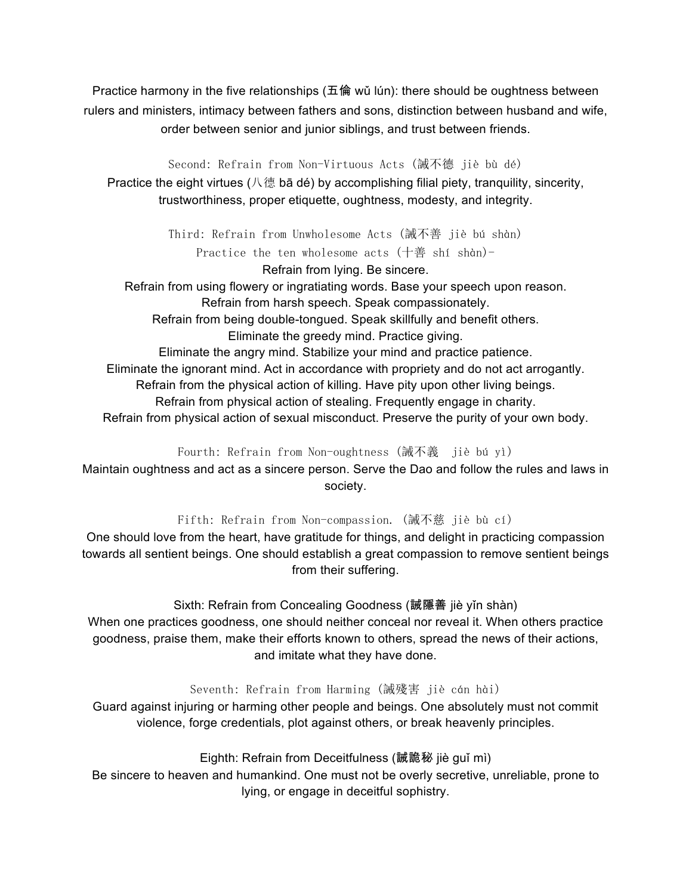Practice harmony in the five relationships (五倫 wǔ lún): there should be oughtness between rulers and ministers, intimacy between fathers and sons, distinction between husband and wife, order between senior and junior siblings, and trust between friends.

### Second: Refrain from Non-Virtuous Acts (誡不德 jiè bù dé)

Practice the eight virtues (八德 bā dé) by accomplishing filial piety, tranquility, sincerity, trustworthiness, proper etiquette, oughtness, modesty, and integrity.

### Third: Refrain from Unwholesome Acts (誡不善 jiè bú shàn)

Practice the ten wholesome acts (十善 shí shàn)-

Refrain from lying. Be sincere.
Refrain from using flowery or ingratiating words. Base your speech upon reason.
Refrain from harsh speech. Speak compassionately.
Refrain from being double-tongued. Speak skillfully and benefit others.
Eliminate the greedy mind. Practice giving.
Eliminate the angry mind. Stabilize your mind and practice patience.
Eliminate the ignorant mind. Act in accordance with propriety and do not act arrogantly.
Refrain from the physical action of killing. Have pity upon other living beings.
Refrain from physical action of stealing. Frequently engage in charity.
Refrain from physical action of sexual misconduct. Preserve the purity of your own body.

### Fourth: Refrain from Non-oughtness (誡不義 jiè bú yì)

Maintain oughtness and act as a sincere person. Serve the Dao and follow the rules and laws in society.

### Fifth: Refrain from Non-compassion. (誡不慈 jiè bù cí)

One should love from the heart, have gratitude for things, and delight in practicing compassion towards all sentient beings. One should establish a great compassion to remove sentient beings from their suffering.

### Sixth: Refrain from Concealing Goodness (誡隱善 jiè yǐn shàn)

When one practices goodness, one should neither conceal nor reveal it. When others practice goodness, praise them, make their efforts known to others, spread the news of their actions, and imitate what they have done.

### Seventh: Refrain from Harming (誡殘害 jiè cán hài)

Guard against injuring or harming other people and beings. One absolutely must not commit violence, forge credentials, plot against others, or break heavenly principles.

### Eighth: Refrain from Deceitfulness (誡詭秘 jiè guǐ mì)

Be sincere to heaven and humankind. One must not be overly secretive, unreliable, prone to lying, or engage in deceitful sophistry.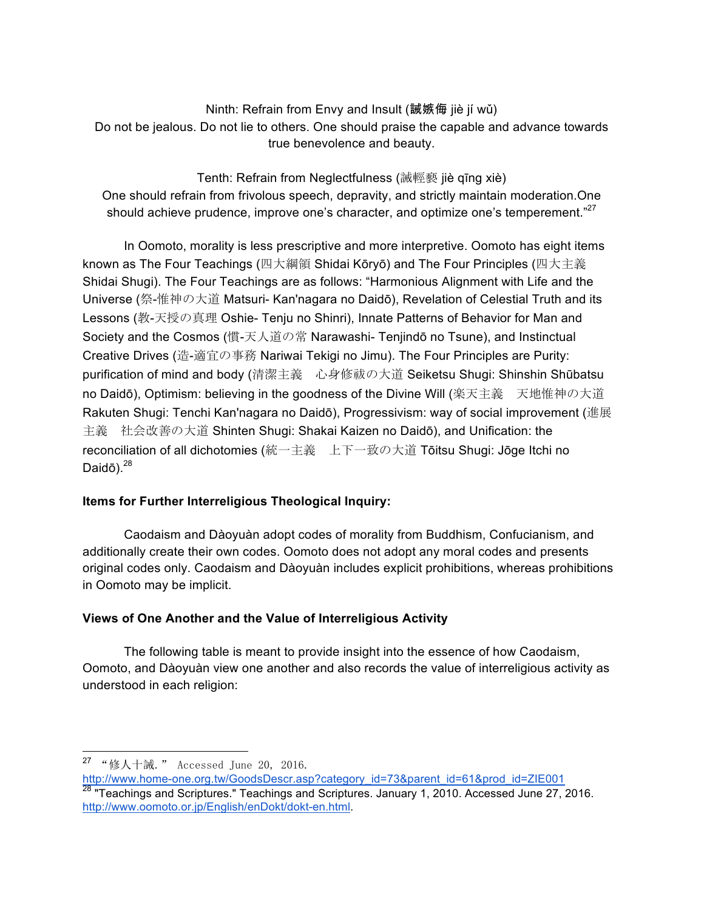Ninth: Refrain from Envy and Insult (誡嫉侮 jiè jí wǔ)
Do not be jealous. Do not lie to others. One should praise the capable and advance towards true benevolence and beauty.

Tenth: Refrain from Neglectfulness (誡輕褻 jiè qīng xiè)
One should refrain from frivolous speech, depravity, and strictly maintain moderation.One should achieve prudence, improve one's character, and optimize one's temperement."[27]

In Oomoto, morality is less prescriptive and more interpretive. Oomoto has eight items known as The Four Teachings (四大綱領 Shidai Kōryō) and The Four Principles (四大主義 Shidai Shugi). The Four Teachings are as follows: "Harmonious Alignment with Life and the Universe (祭-惟神の大道 Matsuri- Kan'nagara no Daidō), Revelation of Celestial Truth and its Lessons (教-天授の真理 Oshie- Tenju no Shinri), Innate Patterns of Behavior for Man and Society and the Cosmos (慣-天人道の常 Narawashi- Tenjindō no Tsune), and Instinctual Creative Drives (造-適宜の事務 Nariwai Tekigi no Jimu). The Four Principles are Purity: purification of mind and body (清潔主義　心身修祓の大道 Seiketsu Shugi: Shinshin Shūbatsu no Daidō), Optimism: believing in the goodness of the Divine Will (楽天主義　天地惟神の大道 Rakuten Shugi: Tenchi Kan'nagara no Daidō), Progressivism: way of social improvement (進展主義　社会改善の大道 Shinten Shugi: Shakai Kaizen no Daidō), and Unification: the reconciliation of all dichotomies (統一主義　上下一致の大道 Tōitsu Shugi: Jōge Itchi no Daidō).[28]

**Items for Further Interreligious Theological Inquiry:**

Caodaism and Dàoyuàn adopt codes of morality from Buddhism, Confucianism, and additionally create their own codes. Oomoto does not adopt any moral codes and presents original codes only. Caodaism and Dàoyuàn includes explicit prohibitions, whereas prohibitions in Oomoto may be implicit.

**Views of One Another and the Value of Interreligious Activity**

The following table is meant to provide insight into the essence of how Caodaism, Oomoto, and Dàoyuàn view one another and also records the value of interreligious activity as understood in each religion:

---

[27] "修人十誡." Accessed June 20, 2016. http://www.home-one.org.tw/GoodsDescr.asp?category_id=73&parent_id=61&prod_id=ZIE001

[28] "Teachings and Scriptures." Teachings and Scriptures. January 1, 2010. Accessed June 27, 2016. http://www.oomoto.or.jp/English/enDokt/dokt-en.html.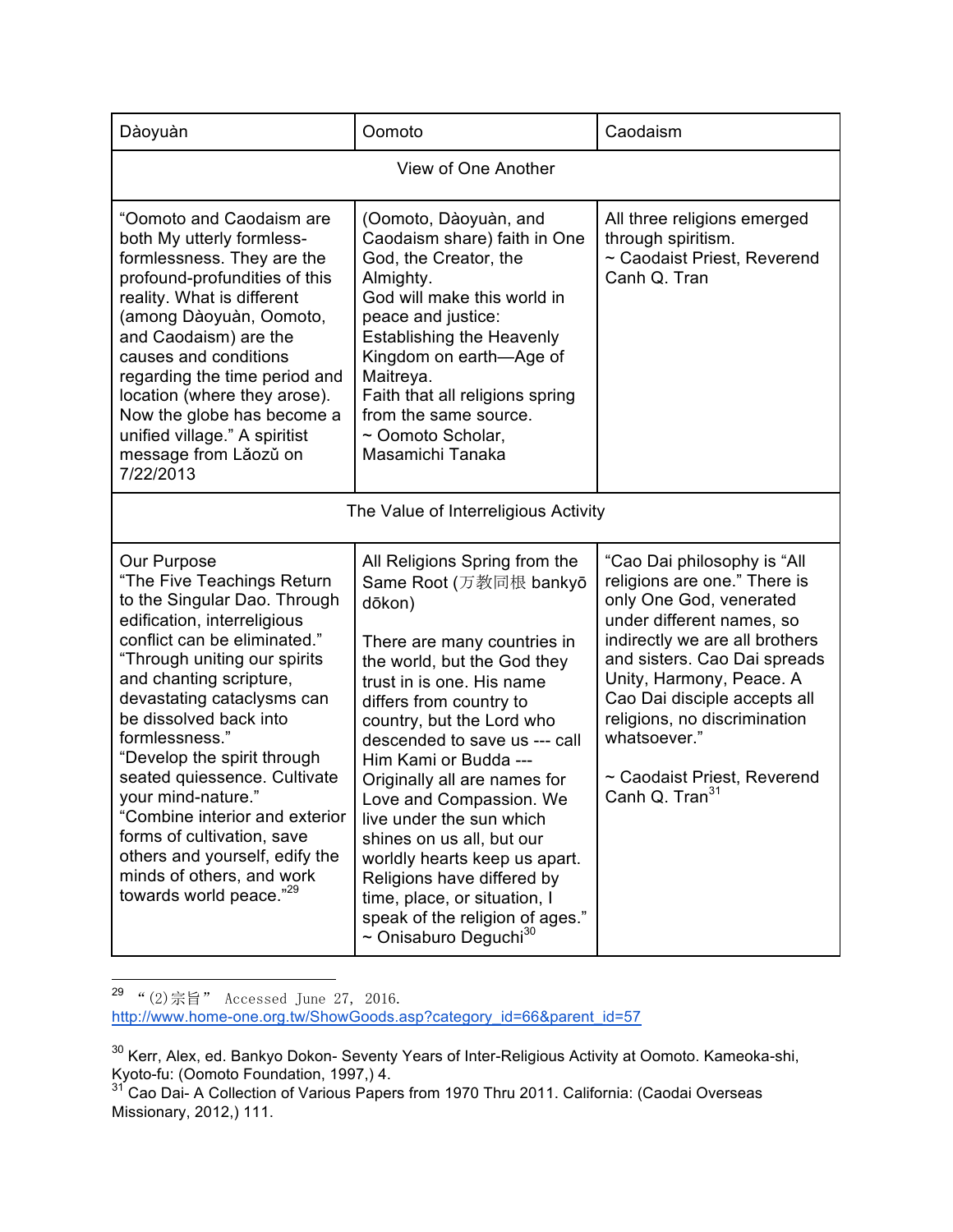| Dàoyuàn | Oomoto | Caodaism |
| --- | --- | --- |
| View of One Another | | |
| "Oomoto and Caodaism are both My utterly formless-formlessness. They are the profound-profundities of this reality. What is different (among Dàoyuàn, Oomoto, and Caodaism) are the causes and conditions regarding the time period and location (where they arose). Now the globe has become a unified village." A spiritist message from Lǎozǔ on 7/22/2013 | (Oomoto, Dàoyuàn, and Caodaism share) faith in One God, the Creator, the Almighty.<br>God will make this world in peace and justice: Establishing the Heavenly Kingdom on earth—Age of Maitreya.<br>Faith that all religions spring from the same source.<br>~ Oomoto Scholar, Masamichi Tanaka | All three religions emerged through spiritism.<br>~ Caodaist Priest, Reverend Canh Q. Tran |
| The Value of Interreligious Activity | | |
| Our Purpose<br>"The Five Teachings Return to the Singular Dao. Through edification, interreligious conflict can be eliminated."<br>"Through uniting our spirits and chanting scripture, devastating cataclysms can be dissolved back into formlessness."<br>"Develop the spirit through seated quiescence. Cultivate your mind-nature."<br>"Combine interior and exterior forms of cultivation, save others and yourself, edify the minds of others, and work towards world peace."[29] | All Religions Spring from the Same Root (万教同根 bankyō dōkon)<br><br>There are many countries in the world, but the God they trust in is one. His name differs from country to country, but the Lord who descended to save us --- call Him Kami or Budda --- Originally all are names for Love and Compassion. We live under the sun which shines on us all, but our worldly hearts keep us apart. Religions have differed by time, place, or situation, I speak of the religion of ages."<br>~ Onisaburo Deguchi[30] | "Cao Dai philosophy is "All religions are one." There is only One God, venerated under different names, so indirectly we are all brothers and sisters. Cao Dai spreads Unity, Harmony, Peace. A Cao Dai disciple accepts all religions, no discrimination whatsoever."<br><br>~ Caodaist Priest, Reverend Canh Q. Tran[31] |

---

[29] "(2)宗旨" Accessed June 27, 2016. http://www.home-one.org.tw/ShowGoods.asp?category_id=66&parent_id=57

[30] Kerr, Alex, ed. Bankyo Dokon- Seventy Years of Inter-Religious Activity at Oomoto. Kameoka-shi, Kyoto-fu: (Oomoto Foundation, 1997,) 4.

[31] Cao Dai- A Collection of Various Papers from 1970 Thru 2011. California: (Caodai Overseas Missionary, 2012,) 111.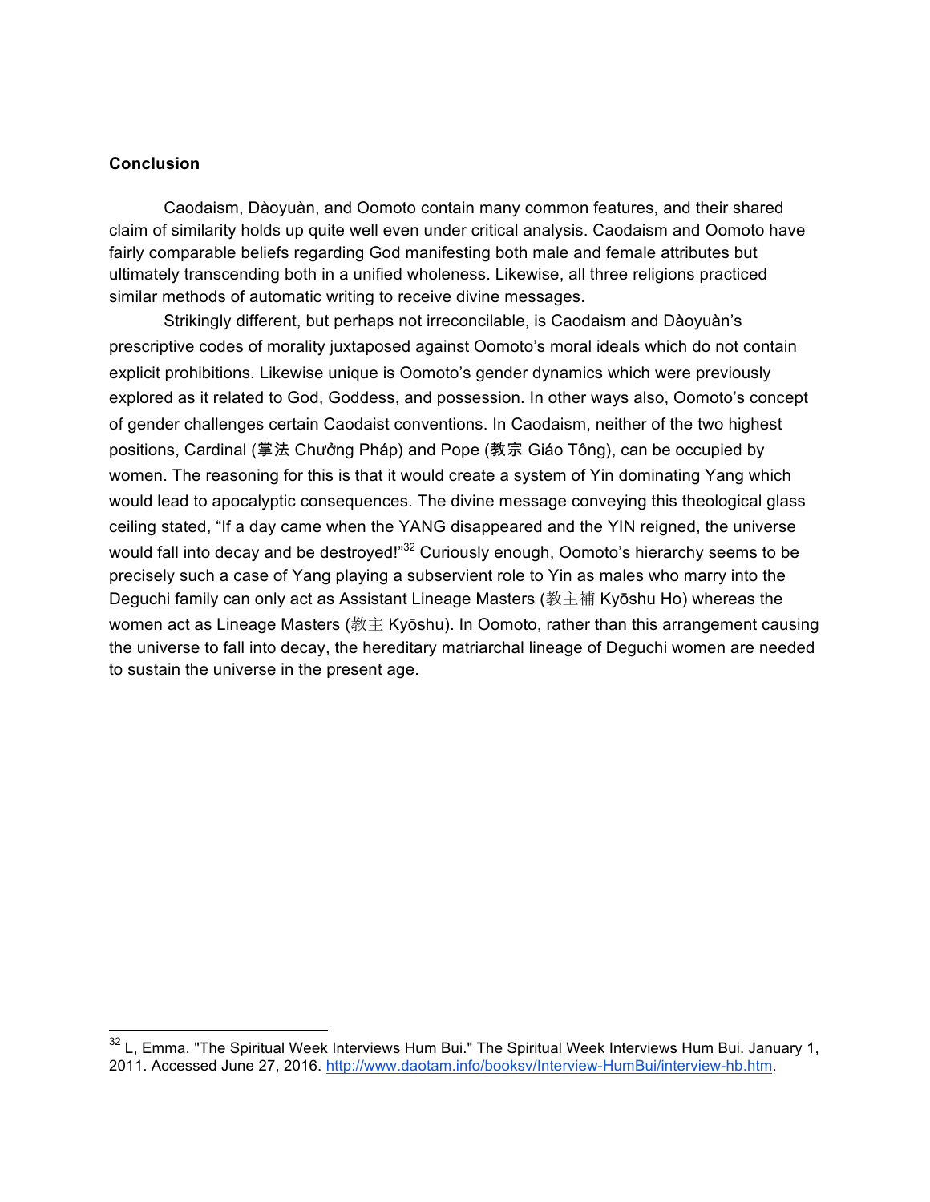**Conclusion**

Caodaism, Dàoyuàn, and Oomoto contain many common features, and their shared claim of similarity holds up quite well even under critical analysis. Caodaism and Oomoto have fairly comparable beliefs regarding God manifesting both male and female attributes but ultimately transcending both in a unified wholeness. Likewise, all three religions practiced similar methods of automatic writing to receive divine messages.

Strikingly different, but perhaps not irreconcilable, is Caodaism and Dàoyuàn's prescriptive codes of morality juxtaposed against Oomoto's moral ideals which do not contain explicit prohibitions. Likewise unique is Oomoto's gender dynamics which were previously explored as it related to God, Goddess, and possession. In other ways also, Oomoto's concept of gender challenges certain Caodaist conventions. In Caodaism, neither of the two highest positions, Cardinal (掌法 Chưởng Pháp) and Pope (教宗 Giáo Tông), can be occupied by women. The reasoning for this is that it would create a system of Yin dominating Yang which would lead to apocalyptic consequences. The divine message conveying this theological glass ceiling stated, "If a day came when the YANG disappeared and the YIN reigned, the universe would fall into decay and be destroyed!"[32] Curiously enough, Oomoto's hierarchy seems to be precisely such a case of Yang playing a subservient role to Yin as males who marry into the Deguchi family can only act as Assistant Lineage Masters (教主補 Kyōshu Ho) whereas the women act as Lineage Masters (教主 Kyōshu). In Oomoto, rather than this arrangement causing the universe to fall into decay, the hereditary matriarchal lineage of Deguchi women are needed to sustain the universe in the present age.

---

[32] L, Emma. "The Spiritual Week Interviews Hum Bui." The Spiritual Week Interviews Hum Bui. January 1, 2011. Accessed June 27, 2016. http://www.daotam.info/booksv/Interview-HumBui/interview-hb.htm.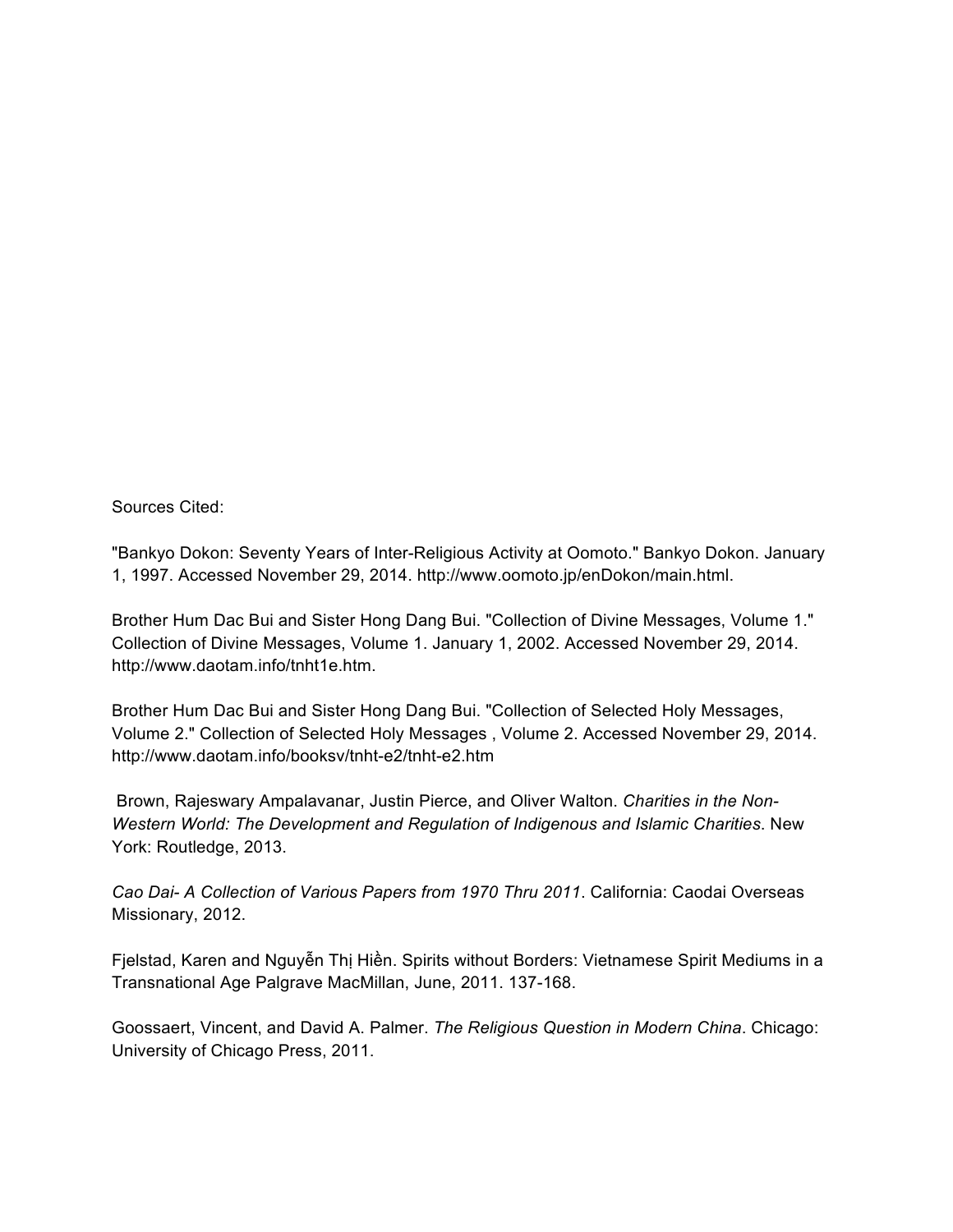Sources Cited:

"Bankyo Dokon: Seventy Years of Inter-Religious Activity at Oomoto." Bankyo Dokon. January 1, 1997. Accessed November 29, 2014. http://www.oomoto.jp/enDokon/main.html.

Brother Hum Dac Bui and Sister Hong Dang Bui. "Collection of Divine Messages, Volume 1." Collection of Divine Messages, Volume 1. January 1, 2002. Accessed November 29, 2014. http://www.daotam.info/tnht1e.htm.

Brother Hum Dac Bui and Sister Hong Dang Bui. "Collection of Selected Holy Messages, Volume 2." Collection of Selected Holy Messages , Volume 2. Accessed November 29, 2014. http://www.daotam.info/booksv/tnht-e2/tnht-e2.htm

Brown, Rajeswary Ampalavanar, Justin Pierce, and Oliver Walton. *Charities in the Non-Western World: The Development and Regulation of Indigenous and Islamic Charities*. New York: Routledge, 2013.

*Cao Dai- A Collection of Various Papers from 1970 Thru 2011*. California: Caodai Overseas Missionary, 2012.

Fjelstad, Karen and Nguyễn Thị Hiền. Spirits without Borders: Vietnamese Spirit Mediums in a Transnational Age Palgrave MacMillan, June, 2011. 137-168.

Goossaert, Vincent, and David A. Palmer. *The Religious Question in Modern China*. Chicago: University of Chicago Press, 2011.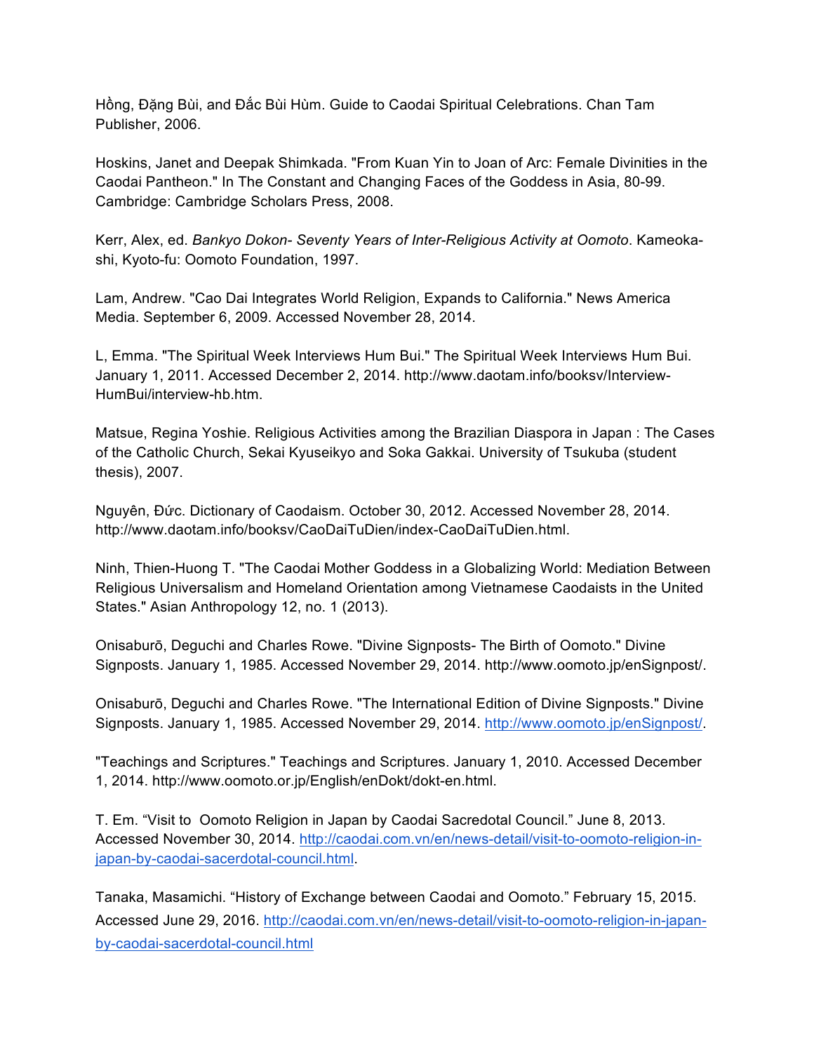Hồng, Đặng Bùi, and Đắc Bùi Hùm. Guide to Caodai Spiritual Celebrations. Chan Tam Publisher, 2006.

Hoskins, Janet and Deepak Shimkada. "From Kuan Yin to Joan of Arc: Female Divinities in the Caodai Pantheon." In The Constant and Changing Faces of the Goddess in Asia, 80-99. Cambridge: Cambridge Scholars Press, 2008.

Kerr, Alex, ed. *Bankyo Dokon- Seventy Years of Inter-Religious Activity at Oomoto*. Kameoka-shi, Kyoto-fu: Oomoto Foundation, 1997.

Lam, Andrew. "Cao Dai Integrates World Religion, Expands to California." News America Media. September 6, 2009. Accessed November 28, 2014.

L, Emma. "The Spiritual Week Interviews Hum Bui." The Spiritual Week Interviews Hum Bui. January 1, 2011. Accessed December 2, 2014. http://www.daotam.info/booksv/Interview-HumBui/interview-hb.htm.

Matsue, Regina Yoshie. Religious Activities among the Brazilian Diaspora in Japan : The Cases of the Catholic Church, Sekai Kyuseikyo and Soka Gakkai. University of Tsukuba (student thesis), 2007.

Nguyên, Đức. Dictionary of Caodaism. October 30, 2012. Accessed November 28, 2014. http://www.daotam.info/booksv/CaoDaiTuDien/index-CaoDaiTuDien.html.

Ninh, Thien-Huong T. "The Caodai Mother Goddess in a Globalizing World: Mediation Between Religious Universalism and Homeland Orientation among Vietnamese Caodaists in the United States." Asian Anthropology 12, no. 1 (2013).

Onisaburō, Deguchi and Charles Rowe. "Divine Signposts- The Birth of Oomoto." Divine Signposts. January 1, 1985. Accessed November 29, 2014. http://www.oomoto.jp/enSignpost/.

Onisaburō, Deguchi and Charles Rowe. "The International Edition of Divine Signposts." Divine Signposts. January 1, 1985. Accessed November 29, 2014. http://www.oomoto.jp/enSignpost/.

"Teachings and Scriptures." Teachings and Scriptures. January 1, 2010. Accessed December 1, 2014. http://www.oomoto.or.jp/English/enDokt/dokt-en.html.

T. Em. "Visit to Oomoto Religion in Japan by Caodai Sacredotal Council." June 8, 2013. Accessed November 30, 2014. http://caodai.com.vn/en/news-detail/visit-to-oomoto-religion-in-japan-by-caodai-sacerdotal-council.html.

Tanaka, Masamichi. "History of Exchange between Caodai and Oomoto." February 15, 2015. Accessed June 29, 2016. http://caodai.com.vn/en/news-detail/visit-to-oomoto-religion-in-japan-by-caodai-sacerdotal-council.html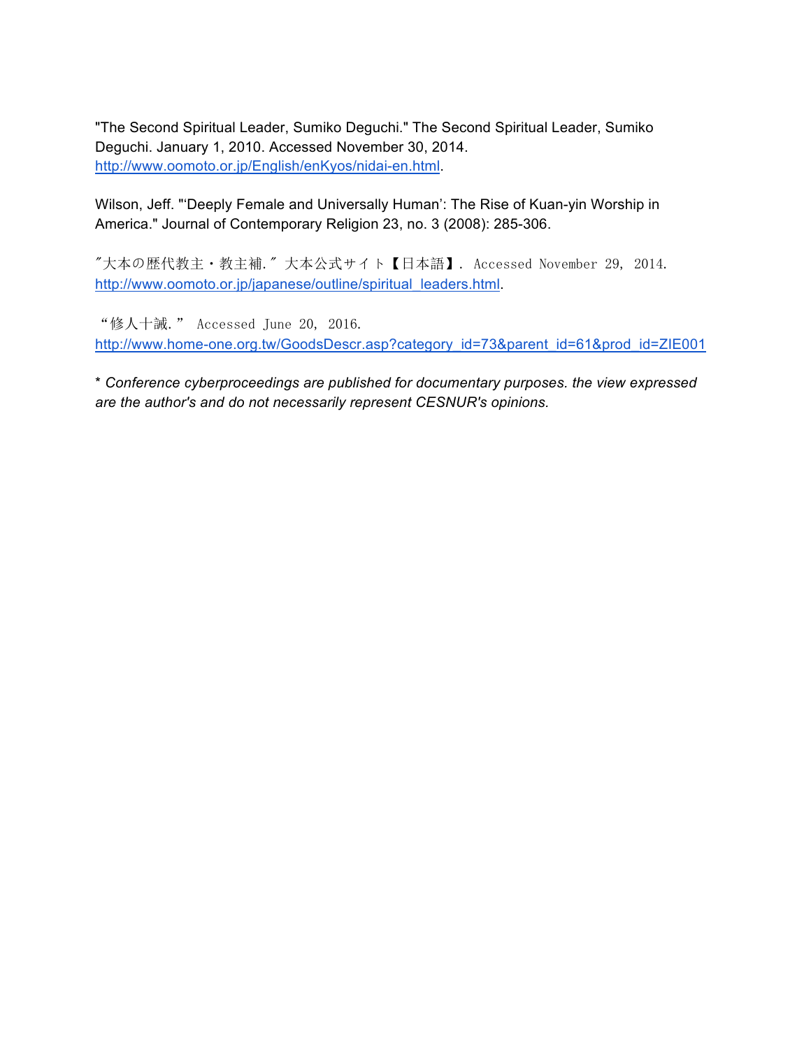"The Second Spiritual Leader, Sumiko Deguchi." The Second Spiritual Leader, Sumiko Deguchi. January 1, 2010. Accessed November 30, 2014. http://www.oomoto.or.jp/English/enKyos/nidai-en.html.

Wilson, Jeff. "'Deeply Female and Universally Human': The Rise of Kuan-yin Worship in America." Journal of Contemporary Religion 23, no. 3 (2008): 285-306.

″大本の歴代教主・教主補.″ 大本公式サイト【日本語】. Accessed November 29, 2014. http://www.oomoto.or.jp/japanese/outline/spiritual_leaders.html.

"修人十誡." Accessed June 20, 2016. http://www.home-one.org.tw/GoodsDescr.asp?category_id=73&parent_id=61&prod_id=ZIE001

*\* Conference cyberproceedings are published for documentary purposes. the view expressed are the author's and do not necessarily represent CESNUR's opinions.*